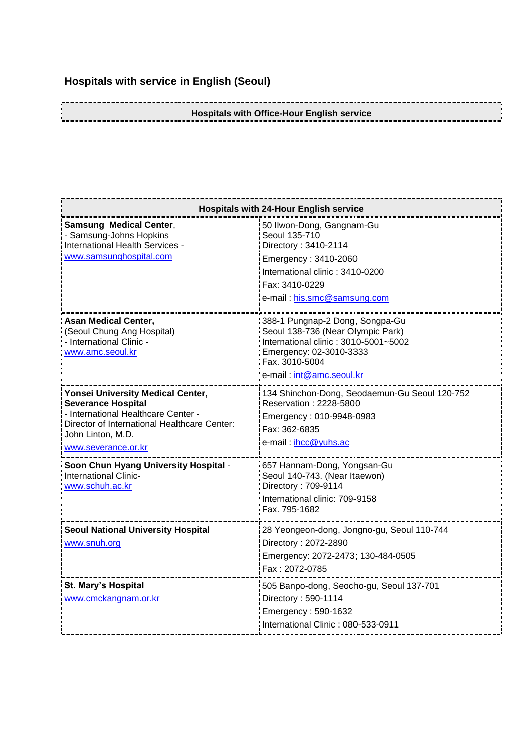# Hospitals with service in English (Seoul)

| Hospitals with Office-Hour English service |
|---|
| |

| Hospitals with 24-Hour English service | |
|---|---|
| **Samsung Medical Center**,<br>- Samsung-Johns Hopkins International Health Services -<br>www.samsunghospital.com | 50 Ilwon-Dong, Gangnam-Gu<br>Seoul 135-710<br>Directory : 3410-2114<br>Emergency : 3410-2060<br>International clinic : 3410-0200<br>Fax: 3410-0229<br>e-mail : his.smc@samsung.com |
| **Asan Medical Center,**<br>(Seoul Chung Ang Hospital)<br>- International Clinic -<br>www.amc.seoul.kr | 388-1 Pungnap-2 Dong, Songpa-Gu<br>Seoul 138-736 (Near Olympic Park)<br>International clinic : 3010-5001~5002<br>Emergency: 02-3010-3333<br>Fax. 3010-5004<br>e-mail : int@amc.seoul.kr |
| **Yonsei University Medical Center, Severance Hospital**<br>- International Healthcare Center -<br>Director of International Healthcare Center: John Linton, M.D.<br>www.severance.or.kr | 134 Shinchon-Dong, Seodaemun-Gu Seoul 120-752<br>Reservation : 2228-5800<br>Emergency : 010-9948-0983<br>Fax: 362-6835<br>e-mail : ihcc@yuhs.ac |
| **Soon Chun Hyang University Hospital** - International Clinic-<br>www.schuh.ac.kr | 657 Hannam-Dong, Yongsan-Gu<br>Seoul 140-743. (Near Itaewon)<br>Directory : 709-9114<br>International clinic: 709-9158<br>Fax. 795-1682 |
| **Seoul National University Hospital**<br>www.snuh.org | 28 Yeongeon-dong, Jongno-gu, Seoul 110-744<br>Directory : 2072-2890<br>Emergency: 2072-2473; 130-484-0505<br>Fax : 2072-0785 |
| **St. Mary's Hospital**<br>www.cmckangnam.or.kr | 505 Banpo-dong, Seocho-gu, Seoul 137-701<br>Directory : 590-1114<br>Emergency : 590-1632<br>International Clinic : 080-533-0911 |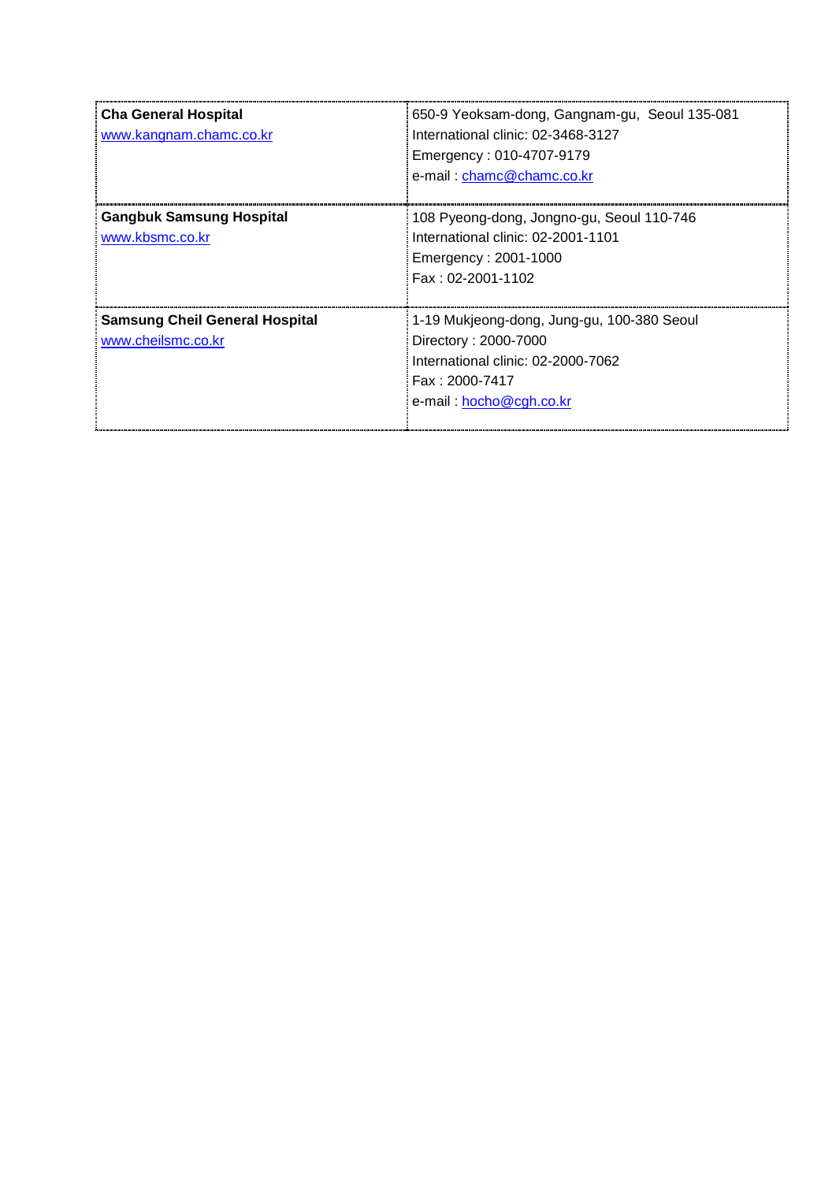| | |
|---|---|
| **Cha General Hospital**<br>www.kangnam.chamc.co.kr | 650-9 Yeoksam-dong, Gangnam-gu, Seoul 135-081<br>International clinic: 02-3468-3127<br>Emergency : 010-4707-9179<br>e-mail : chamc@chamc.co.kr |
| **Gangbuk Samsung Hospital**<br>www.kbsmc.co.kr | 108 Pyeong-dong, Jongno-gu, Seoul 110-746<br>International clinic: 02-2001-1101<br>Emergency : 2001-1000<br>Fax : 02-2001-1102 |
| **Samsung Cheil General Hospital**<br>www.cheilsmc.co.kr | 1-19 Mukjeong-dong, Jung-gu, 100-380 Seoul<br>Directory : 2000-7000<br>International clinic: 02-2000-7062<br>Fax : 2000-7417<br>e-mail : hocho@cgh.co.kr |